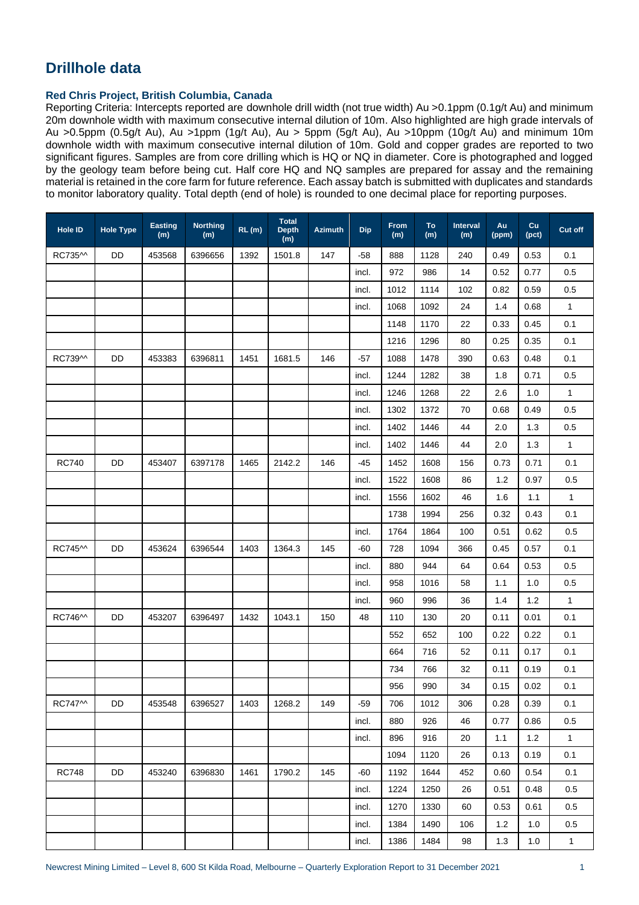# Drillhole data

### Red Chris Project, British Columbia, Canada

Reporting Criteria: Intercepts reported are downhole drill width (not true width) Au >0.1ppm (0.1g/t Au) and minimum 20m downhole width with maximum consecutive internal dilution of 10m. Also highlighted are high grade intervals of Au >0.5ppm (0.5g/t Au), Au >1ppm (1g/t Au), Au > 5ppm (5g/t Au), Au >10ppm (10g/t Au) and minimum 10m downhole width with maximum consecutive internal dilution of 10m. Gold and copper grades are reported to two significant figures. Samples are from core drilling which is HQ or NQ in diameter. Core is photographed and logged by the geology team before being cut. Half core HQ and NQ samples are prepared for assay and the remaining material is retained in the core farm for future reference. Each assay batch is submitted with duplicates and standards to monitor laboratory quality. Total depth (end of hole) is rounded to one decimal place for reporting purposes.

| Hole ID | Hole Type | Easting (m) | Northing (m) | RL (m) | Total Depth (m) | Azimuth | Dip | From (m) | To (m) | Interval (m) | Au (ppm) | Cu (pct) | Cut off |
|---|---|---|---|---|---|---|---|---|---|---|---|---|---|
| RC735^^ | DD | 453568 | 6396656 | 1392 | 1501.8 | 147 | -58 | 888 | 1128 | 240 | 0.49 | 0.53 | 0.1 |
| | | | | | | | incl. | 972 | 986 | 14 | 0.52 | 0.77 | 0.5 |
| | | | | | | | incl. | 1012 | 1114 | 102 | 0.82 | 0.59 | 0.5 |
| | | | | | | | incl. | 1068 | 1092 | 24 | 1.4 | 0.68 | 1 |
| | | | | | | | | 1148 | 1170 | 22 | 0.33 | 0.45 | 0.1 |
| | | | | | | | | 1216 | 1296 | 80 | 0.25 | 0.35 | 0.1 |
| RC739^^ | DD | 453383 | 6396811 | 1451 | 1681.5 | 146 | -57 | 1088 | 1478 | 390 | 0.63 | 0.48 | 0.1 |
| | | | | | | | incl. | 1244 | 1282 | 38 | 1.8 | 0.71 | 0.5 |
| | | | | | | | incl. | 1246 | 1268 | 22 | 2.6 | 1.0 | 1 |
| | | | | | | | incl. | 1302 | 1372 | 70 | 0.68 | 0.49 | 0.5 |
| | | | | | | | incl. | 1402 | 1446 | 44 | 2.0 | 1.3 | 0.5 |
| | | | | | | | incl. | 1402 | 1446 | 44 | 2.0 | 1.3 | 1 |
| RC740 | DD | 453407 | 6397178 | 1465 | 2142.2 | 146 | -45 | 1452 | 1608 | 156 | 0.73 | 0.71 | 0.1 |
| | | | | | | | incl. | 1522 | 1608 | 86 | 1.2 | 0.97 | 0.5 |
| | | | | | | | incl. | 1556 | 1602 | 46 | 1.6 | 1.1 | 1 |
| | | | | | | | | 1738 | 1994 | 256 | 0.32 | 0.43 | 0.1 |
| | | | | | | | incl. | 1764 | 1864 | 100 | 0.51 | 0.62 | 0.5 |
| RC745^^ | DD | 453624 | 6396544 | 1403 | 1364.3 | 145 | -60 | 728 | 1094 | 366 | 0.45 | 0.57 | 0.1 |
| | | | | | | | incl. | 880 | 944 | 64 | 0.64 | 0.53 | 0.5 |
| | | | | | | | incl. | 958 | 1016 | 58 | 1.1 | 1.0 | 0.5 |
| | | | | | | | incl. | 960 | 996 | 36 | 1.4 | 1.2 | 1 |
| RC746^^ | DD | 453207 | 6396497 | 1432 | 1043.1 | 150 | 48 | 110 | 130 | 20 | 0.11 | 0.01 | 0.1 |
| | | | | | | | | 552 | 652 | 100 | 0.22 | 0.22 | 0.1 |
| | | | | | | | | 664 | 716 | 52 | 0.11 | 0.17 | 0.1 |
| | | | | | | | | 734 | 766 | 32 | 0.11 | 0.19 | 0.1 |
| | | | | | | | | 956 | 990 | 34 | 0.15 | 0.02 | 0.1 |
| RC747^^ | DD | 453548 | 6396527 | 1403 | 1268.2 | 149 | -59 | 706 | 1012 | 306 | 0.28 | 0.39 | 0.1 |
| | | | | | | | incl. | 880 | 926 | 46 | 0.77 | 0.86 | 0.5 |
| | | | | | | | incl. | 896 | 916 | 20 | 1.1 | 1.2 | 1 |
| | | | | | | | | 1094 | 1120 | 26 | 0.13 | 0.19 | 0.1 |
| RC748 | DD | 453240 | 6396830 | 1461 | 1790.2 | 145 | -60 | 1192 | 1644 | 452 | 0.60 | 0.54 | 0.1 |
| | | | | | | | incl. | 1224 | 1250 | 26 | 0.51 | 0.48 | 0.5 |
| | | | | | | | incl. | 1270 | 1330 | 60 | 0.53 | 0.61 | 0.5 |
| | | | | | | | incl. | 1384 | 1490 | 106 | 1.2 | 1.0 | 0.5 |
| | | | | | | | incl. | 1386 | 1484 | 98 | 1.3 | 1.0 | 1 |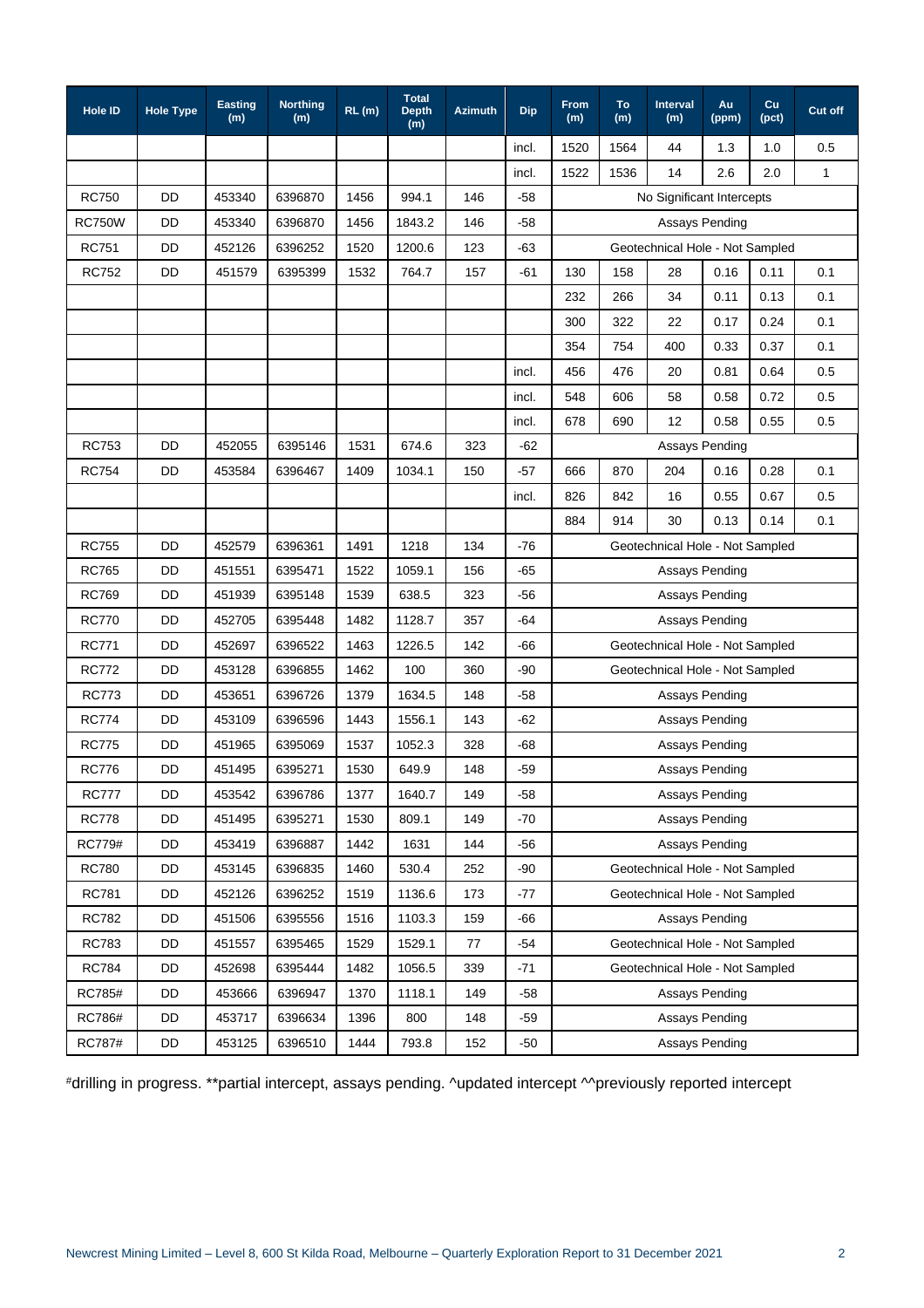| Hole ID | Hole Type | Easting (m) | Northing (m) | RL (m) | Total Depth (m) | Azimuth | Dip | From (m) | To (m) | Interval (m) | Au (ppm) | Cu (pct) | Cut off |
|---|---|---|---|---|---|---|---|---|---|---|---|---|---|
| | | | | | | | incl. | 1520 | 1564 | 44 | 1.3 | 1.0 | 0.5 |
| | | | | | | | incl. | 1522 | 1536 | 14 | 2.6 | 2.0 | 1 |
| RC750 | DD | 453340 | 6396870 | 1456 | 994.1 | 146 | -58 | No Significant Intercepts | | | | | |
| RC750W | DD | 453340 | 6396870 | 1456 | 1843.2 | 146 | -58 | Assays Pending | | | | | |
| RC751 | DD | 452126 | 6396252 | 1520 | 1200.6 | 123 | -63 | Geotechnical Hole - Not Sampled | | | | | |
| RC752 | DD | 451579 | 6395399 | 1532 | 764.7 | 157 | -61 | 130 | 158 | 28 | 0.16 | 0.11 | 0.1 |
| | | | | | | | | 232 | 266 | 34 | 0.11 | 0.13 | 0.1 |
| | | | | | | | | 300 | 322 | 22 | 0.17 | 0.24 | 0.1 |
| | | | | | | | | 354 | 754 | 400 | 0.33 | 0.37 | 0.1 |
| | | | | | | | incl. | 456 | 476 | 20 | 0.81 | 0.64 | 0.5 |
| | | | | | | | incl. | 548 | 606 | 58 | 0.58 | 0.72 | 0.5 |
| | | | | | | | incl. | 678 | 690 | 12 | 0.58 | 0.55 | 0.5 |
| RC753 | DD | 452055 | 6395146 | 1531 | 674.6 | 323 | -62 | Assays Pending | | | | | |
| RC754 | DD | 453584 | 6396467 | 1409 | 1034.1 | 150 | -57 | 666 | 870 | 204 | 0.16 | 0.28 | 0.1 |
| | | | | | | | incl. | 826 | 842 | 16 | 0.55 | 0.67 | 0.5 |
| | | | | | | | | 884 | 914 | 30 | 0.13 | 0.14 | 0.1 |
| RC755 | DD | 452579 | 6396361 | 1491 | 1218 | 134 | -76 | Geotechnical Hole - Not Sampled | | | | | |
| RC765 | DD | 451551 | 6395471 | 1522 | 1059.1 | 156 | -65 | Assays Pending | | | | | |
| RC769 | DD | 451939 | 6395148 | 1539 | 638.5 | 323 | -56 | Assays Pending | | | | | |
| RC770 | DD | 452705 | 6395448 | 1482 | 1128.7 | 357 | -64 | Assays Pending | | | | | |
| RC771 | DD | 452697 | 6396522 | 1463 | 1226.5 | 142 | -66 | Geotechnical Hole - Not Sampled | | | | | |
| RC772 | DD | 453128 | 6396855 | 1462 | 100 | 360 | -90 | Geotechnical Hole - Not Sampled | | | | | |
| RC773 | DD | 453651 | 6396726 | 1379 | 1634.5 | 148 | -58 | Assays Pending | | | | | |
| RC774 | DD | 453109 | 6396596 | 1443 | 1556.1 | 143 | -62 | Assays Pending | | | | | |
| RC775 | DD | 451965 | 6395069 | 1537 | 1052.3 | 328 | -68 | Assays Pending | | | | | |
| RC776 | DD | 451495 | 6395271 | 1530 | 649.9 | 148 | -59 | Assays Pending | | | | | |
| RC777 | DD | 453542 | 6396786 | 1377 | 1640.7 | 149 | -58 | Assays Pending | | | | | |
| RC778 | DD | 451495 | 6395271 | 1530 | 809.1 | 149 | -70 | Assays Pending | | | | | |
| RC779# | DD | 453419 | 6396887 | 1442 | 1631 | 144 | -56 | Assays Pending | | | | | |
| RC780 | DD | 453145 | 6396835 | 1460 | 530.4 | 252 | -90 | Geotechnical Hole - Not Sampled | | | | | |
| RC781 | DD | 452126 | 6396252 | 1519 | 1136.6 | 173 | -77 | Geotechnical Hole - Not Sampled | | | | | |
| RC782 | DD | 451506 | 6395556 | 1516 | 1103.3 | 159 | -66 | Assays Pending | | | | | |
| RC783 | DD | 451557 | 6395465 | 1529 | 1529.1 | 77 | -54 | Geotechnical Hole - Not Sampled | | | | | |
| RC784 | DD | 452698 | 6395444 | 1482 | 1056.5 | 339 | -71 | Geotechnical Hole - Not Sampled | | | | | |
| RC785# | DD | 453666 | 6396947 | 1370 | 1118.1 | 149 | -58 | Assays Pending | | | | | |
| RC786# | DD | 453717 | 6396634 | 1396 | 800 | 148 | -59 | Assays Pending | | | | | |
| RC787# | DD | 453125 | 6396510 | 1444 | 793.8 | 152 | -50 | Assays Pending | | | | | |

#drilling in progress. **partial intercept, assays pending. ^updated intercept ^^previously reported intercept